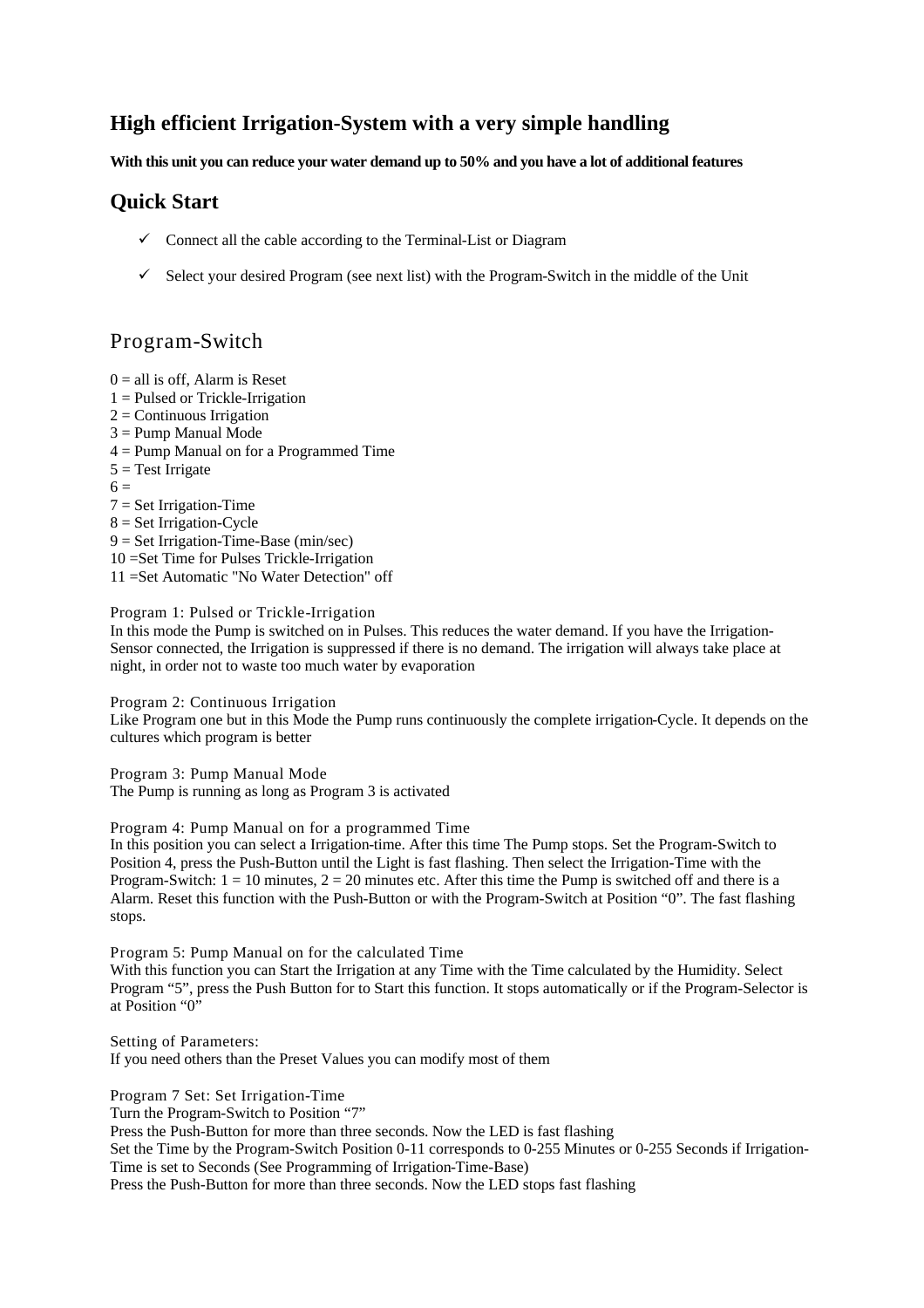## High efficient Irrigation-System with a very simple handling

**With this unit you can reduce your water demand up to 50% and you have a lot of additional features**

## Quick Start

- ✓ Connect all the cable according to the Terminal-List or Diagram
- ✓ Select your desired Program (see next list) with the Program-Switch in the middle of the Unit

## Program-Switch

0 = all is off, Alarm is Reset
1 = Pulsed or Trickle-Irrigation
2 = Continuous Irrigation
3 = Pump Manual Mode
4 = Pump Manual on for a Programmed Time
5 = Test Irrigate
6 =
7 = Set Irrigation-Time
8 = Set Irrigation-Cycle
9 = Set Irrigation-Time-Base (min/sec)
10 =Set Time for Pulses Trickle-Irrigation
11 =Set Automatic "No Water Detection" off

Program 1: Pulsed or Trickle-Irrigation
In this mode the Pump is switched on in Pulses. This reduces the water demand. If you have the Irrigation-Sensor connected, the Irrigation is suppressed if there is no demand. The irrigation will always take place at night, in order not to waste too much water by evaporation

Program 2: Continuous Irrigation
Like Program one but in this Mode the Pump runs continuously the complete irrigation-Cycle. It depends on the cultures which program is better

Program 3: Pump Manual Mode
The Pump is running as long as Program 3 is activated

Program 4: Pump Manual on for a programmed Time
In this position you can select a Irrigation-time. After this time The Pump stops. Set the Program-Switch to Position 4, press the Push-Button until the Light is fast flashing. Then select the Irrigation-Time with the Program-Switch: 1 = 10 minutes, 2 = 20 minutes etc. After this time the Pump is switched off and there is a Alarm. Reset this function with the Push-Button or with the Program-Switch at Position "0". The fast flashing stops.

Program 5: Pump Manual on for the calculated Time
With this function you can Start the Irrigation at any Time with the Time calculated by the Humidity. Select Program "5", press the Push Button for to Start this function. It stops automatically or if the Program-Selector is at Position "0"

Setting of Parameters:
If you need others than the Preset Values you can modify most of them

Program 7 Set: Set Irrigation-Time
Turn the Program-Switch to Position "7"
Press the Push-Button for more than three seconds. Now the LED is fast flashing
Set the Time by the Program-Switch Position 0-11 corresponds to 0-255 Minutes or 0-255 Seconds if Irrigation-Time is set to Seconds (See Programming of Irrigation-Time-Base)
Press the Push-Button for more than three seconds. Now the LED stops fast flashing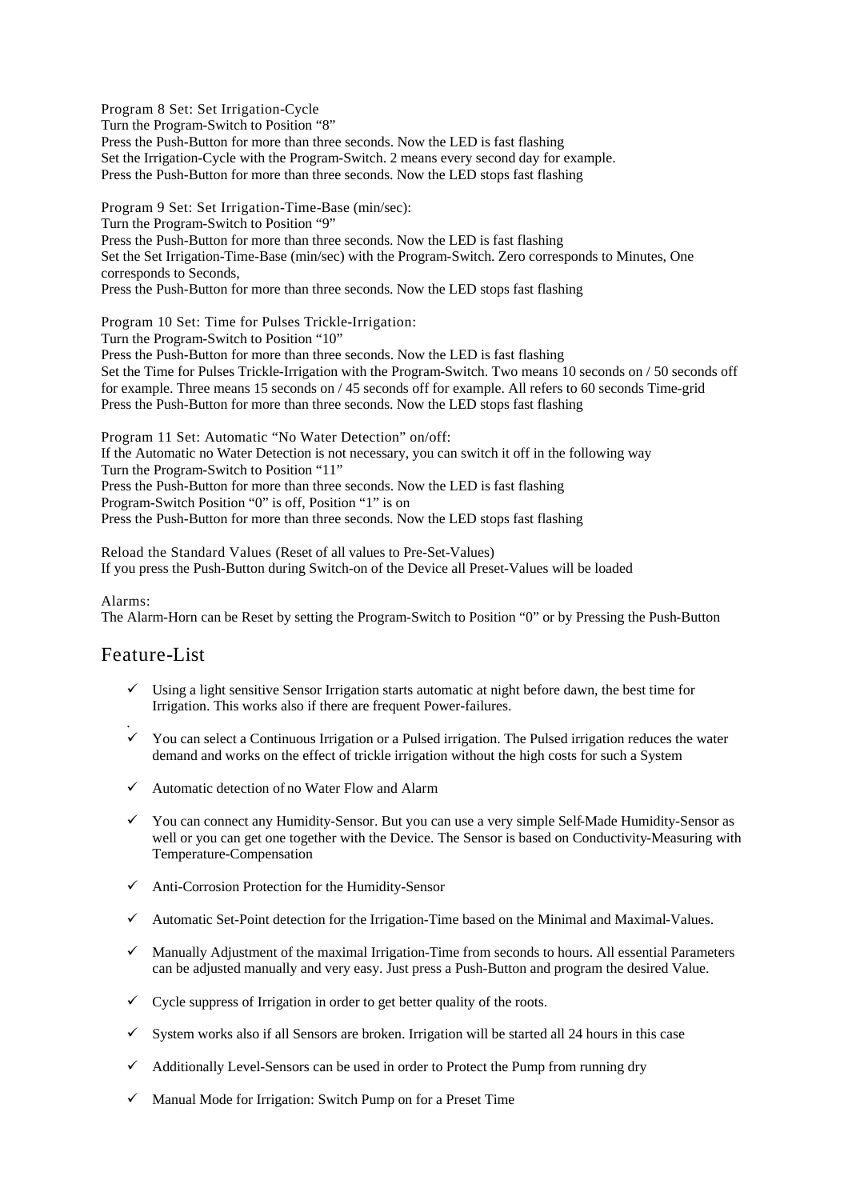Program 8 Set: Set Irrigation-Cycle
Turn the Program-Switch to Position “8”
Press the Push-Button for more than three seconds. Now the LED is fast flashing
Set the Irrigation-Cycle with the Program-Switch. 2 means every second day for example.
Press the Push-Button for more than three seconds. Now the LED stops fast flashing

Program 9 Set: Set Irrigation-Time-Base (min/sec):
Turn the Program-Switch to Position “9”
Press the Push-Button for more than three seconds. Now the LED is fast flashing
Set the Set Irrigation-Time-Base (min/sec) with the Program-Switch. Zero corresponds to Minutes, One corresponds to Seconds,
Press the Push-Button for more than three seconds. Now the LED stops fast flashing

Program 10 Set: Time for Pulses Trickle-Irrigation:
Turn the Program-Switch to Position “10”
Press the Push-Button for more than three seconds. Now the LED is fast flashing
Set the Time for Pulses Trickle-Irrigation with the Program-Switch. Two means 10 seconds on / 50 seconds off for example. Three means 15 seconds on / 45 seconds off for example. All refers to 60 seconds Time-grid
Press the Push-Button for more than three seconds. Now the LED stops fast flashing

Program 11 Set: Automatic “No Water Detection” on/off:
If the Automatic no Water Detection is not necessary, you can switch it off in the following way
Turn the Program-Switch to Position “11”
Press the Push-Button for more than three seconds. Now the LED is fast flashing
Program-Switch Position “0” is off, Position “1” is on
Press the Push-Button for more than three seconds. Now the LED stops fast flashing

Reload the Standard Values (Reset of all values to Pre-Set-Values)
If you press the Push-Button during Switch-on of the Device all Preset-Values will be loaded

Alarms:
The Alarm-Horn can be Reset by setting the Program-Switch to Position “0” or by Pressing the Push-Button

## Feature-List

- ✓ Using a light sensitive Sensor Irrigation starts automatic at night before dawn, the best time for Irrigation. This works also if there are frequent Power-failures.
- ✓ You can select a Continuous Irrigation or a Pulsed irrigation. The Pulsed irrigation reduces the water demand and works on the effect of trickle irrigation without the high costs for such a System
- ✓ Automatic detection of no Water Flow and Alarm
- ✓ You can connect any Humidity-Sensor. But you can use a very simple Self-Made Humidity-Sensor as well or you can get one together with the Device. The Sensor is based on Conductivity-Measuring with Temperature-Compensation
- ✓ Anti-Corrosion Protection for the Humidity-Sensor
- ✓ Automatic Set-Point detection for the Irrigation-Time based on the Minimal and Maximal-Values.
- ✓ Manually Adjustment of the maximal Irrigation-Time from seconds to hours. All essential Parameters can be adjusted manually and very easy. Just press a Push-Button and program the desired Value.
- ✓ Cycle suppress of Irrigation in order to get better quality of the roots.
- ✓ System works also if all Sensors are broken. Irrigation will be started all 24 hours in this case
- ✓ Additionally Level-Sensors can be used in order to Protect the Pump from running dry
- ✓ Manual Mode for Irrigation: Switch Pump on for a Preset Time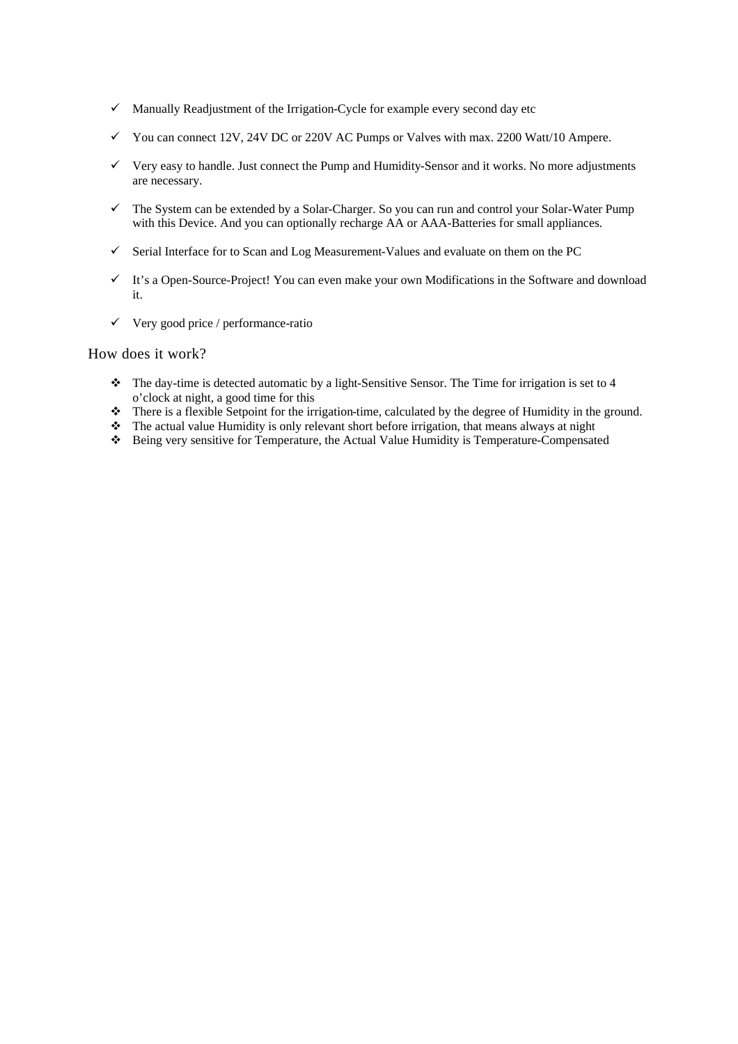- ✓ Manually Readjustment of the Irrigation-Cycle for example every second day etc
- ✓ You can connect 12V, 24V DC or 220V AC Pumps or Valves with max. 2200 Watt/10 Ampere.
- ✓ Very easy to handle. Just connect the Pump and Humidity-Sensor and it works. No more adjustments are necessary.
- ✓ The System can be extended by a Solar-Charger. So you can run and control your Solar-Water Pump with this Device. And you can optionally recharge AA or AAA-Batteries for small appliances.
- ✓ Serial Interface for to Scan and Log Measurement-Values and evaluate on them on the PC
- ✓ It's a Open-Source-Project! You can even make your own Modifications in the Software and download it.
- ✓ Very good price / performance-ratio

## How does it work?

- ❖ The day-time is detected automatic by a light-Sensitive Sensor. The Time for irrigation is set to 4 o'clock at night, a good time for this
- ❖ There is a flexible Setpoint for the irrigation-time, calculated by the degree of Humidity in the ground.
- ❖ The actual value Humidity is only relevant short before irrigation, that means always at night
- ❖ Being very sensitive for Temperature, the Actual Value Humidity is Temperature-Compensated